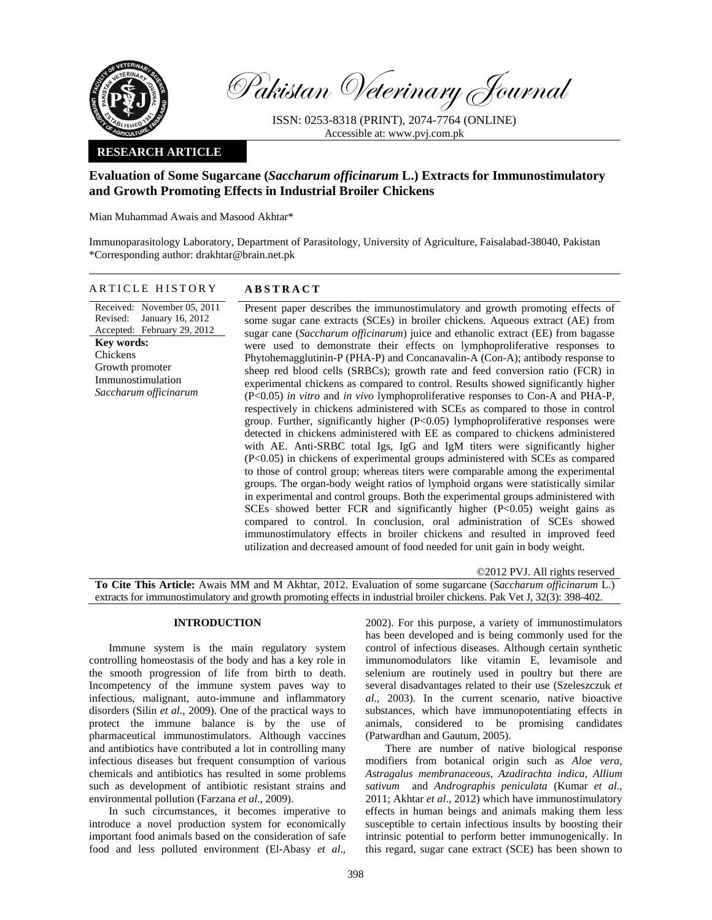Pakistan Veterinary Journal

ISSN: 0253-8318 (PRINT), 2074-7764 (ONLINE)
Accessible at: www.pvj.com.pk

**RESEARCH ARTICLE**

# Evaluation of Some Sugarcane (*Saccharum officinarum* L.) Extracts for Immunostimulatory and Growth Promoting Effects in Industrial Broiler Chickens

Mian Muhammad Awais and Masood Akhtar*

Immunoparasitology Laboratory, Department of Parasitology, University of Agriculture, Faisalabad-38040, Pakistan
*Corresponding author: drakhtar@brain.net.pk

## ARTICLE HISTORY

Received: November 05, 2011
Revised: January 16, 2012
Accepted: February 29, 2012

**Key words:**
Chickens
Growth promoter
Immunostimulation
*Saccharum officinarum*

## ABSTRACT

Present paper describes the immunostimulatory and growth promoting effects of some sugar cane extracts (SCEs) in broiler chickens. Aqueous extract (AE) from sugar cane (*Saccharum officinarum*) juice and ethanolic extract (EE) from bagasse were used to demonstrate their effects on lymphoproliferative responses to Phytohemagglutinin-P (PHA-P) and Concanavalin-A (Con-A); antibody response to sheep red blood cells (SRBCs); growth rate and feed conversion ratio (FCR) in experimental chickens as compared to control. Results showed significantly higher ($P<0.05$) *in vitro* and *in vivo* lymphoproliferative responses to Con-A and PHA-P, respectively in chickens administered with SCEs as compared to those in control group. Further, significantly higher ($P<0.05$) lymphoproliferative responses were detected in chickens administered with EE as compared to chickens administered with AE. Anti-SRBC total Igs, IgG and IgM titers were significantly higher ($P<0.05$) in chickens of experimental groups administered with SCEs as compared to those of control group; whereas titers were comparable among the experimental groups. The organ-body weight ratios of lymphoid organs were statistically similar in experimental and control groups. Both the experimental groups administered with SCEs showed better FCR and significantly higher ($P<0.05$) weight gains as compared to control. In conclusion, oral administration of SCEs showed immunostimulatory effects in broiler chickens and resulted in improved feed utilization and decreased amount of food needed for unit gain in body weight.

©2012 PVJ. All rights reserved

**To Cite This Article:** Awais MM and M Akhtar, 2012. Evaluation of some sugarcane (*Saccharum officinarum* L.) extracts for immunostimulatory and growth promoting effects in industrial broiler chickens. Pak Vet J, 32(3): 398-402.

## INTRODUCTION

Immune system is the main regulatory system controlling homeostasis of the body and has a key role in the smooth progression of life from birth to death. Incompetency of the immune system paves way to infectious, malignant, auto-immune and inflammatory disorders (Silin *et al*., 2009). One of the practical ways to protect the immune balance is by the use of pharmaceutical immunostimulators. Although vaccines and antibiotics have contributed a lot in controlling many infectious diseases but frequent consumption of various chemicals and antibiotics has resulted in some problems such as development of antibiotic resistant strains and environmental pollution (Farzana *et al*., 2009).

In such circumstances, it becomes imperative to introduce a novel production system for economically important food animals based on the consideration of safe food and less polluted environment (El-Abasy *et al*., 2002). For this purpose, a variety of immunostimulators has been developed and is being commonly used for the control of infectious diseases. Although certain synthetic immunomodulators like vitamin E, levamisole and selenium are routinely used in poultry but there are several disadvantages related to their use (Szeleszczuk *et al*., 2003). In the current scenario, native bioactive substances, which have immunopotentiating effects in animals, considered to be promising candidates (Patwardhan and Gautum, 2005).

There are number of native biological response modifiers from botanical origin such as *Aloe vera*, *Astragalus membranaceous*, *Azadirachta indica*, *Allium sativum* and *Andrographis peniculata* (Kumar *et al*., 2011; Akhtar *et al*., 2012) which have immunostimulatory effects in human beings and animals making them less susceptible to certain infectious insults by boosting their intrinsic potential to perform better immunogenically. In this regard, sugar cane extract (SCE) has been shown to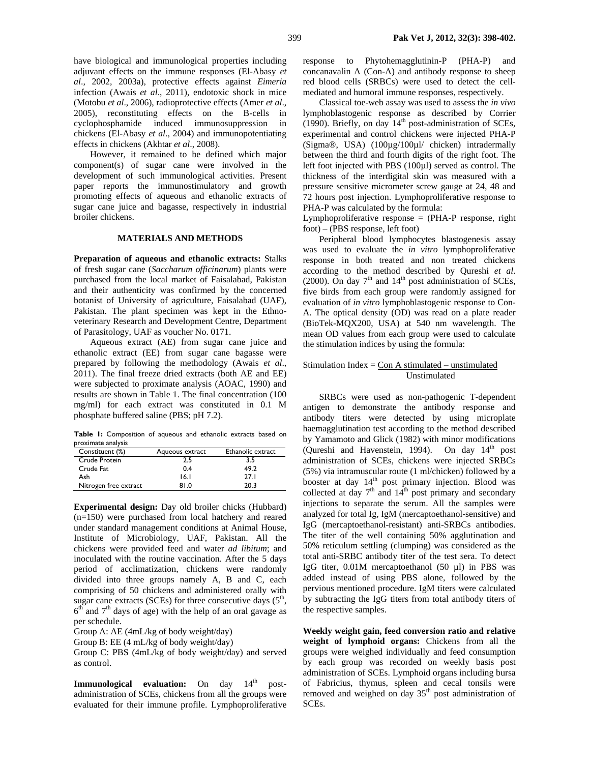have biological and immunological properties including adjuvant effects on the immune responses (El-Abasy *et al*., 2002, 2003a), protective effects against *Eimeria* infection (Awais *et al*., 2011), endotoxic shock in mice (Motobu *et al*., 2006), radioprotective effects (Amer *et al*., 2005), reconstituting effects on the B-cells in cyclophosphamide induced immunosuppression in chickens (El-Abasy *et al*., 2004) and immunopotentiating effects in chickens (Akhtar *et al*., 2008).

However, it remained to be defined which major component(s) of sugar cane were involved in the development of such immunostimulatory activities. Present paper reports the immunostimulatory and growth promoting effects of aqueous and ethanolic extracts of sugar cane juice and bagasse, respectively in industrial broiler chickens.

## MATERIALS AND METHODS

**Preparation of aqueous and ethanolic extracts:** Stalks of fresh sugar cane (*Saccharum officinarum*) plants were purchased from the local market of Faisalabad, Pakistan and their authenticity was confirmed by the concerned botanist of University of agriculture, Faisalabad (UAF), Pakistan. The plant specimen was kept in the Ethno-veterinary Research and Development Centre, Department of Parasitology, UAF as voucher No. 0171.

Aqueous extract (AE) from sugar cane juice and ethanolic extract (EE) from sugar cane bagasse were prepared by following the methodology (Awais *et al*., 2011). The final freeze dried extracts (both AE and EE) were subjected to proximate analysis (AOAC, 1990) and results are shown in Table 1. The final concentration (100 mg/ml) for each extract was constituted in 0.1 M phosphate buffered saline (PBS; pH 7.2).

**Table 1:** Composition of aqueous and ethanolic extracts based on proximate analysis

| Constituent (%) | Aqueous extract | Ethanolic extract |
|---|---|---|
| Crude Protein | 2.5 | 3.5 |
| Crude Fat | 0.4 | 49.2 |
| Ash | 16.1 | 27.1 |
| Nitrogen free extract | 81.0 | 20.3 |

**Experimental design:** Day old broiler chicks (Hubbard) (n=150) were purchased from local hatchery and reared under standard management conditions at Animal House, Institute of Microbiology, UAF, Pakistan. All the chickens were provided feed and water *ad libitum*; and inoculated with the routine vaccination. After the 5 days period of acclimatization, chickens were randomly divided into three groups namely A, B and C, each comprising of 50 chickens and administered orally with sugar cane extracts (SCEs) for three consecutive days (5th, 6th and 7th days of age) with the help of an oral gavage as per schedule.

Group A: AE (4mL/kg of body weight/day)

Group B: EE (4 mL/kg of body weight/day)

Group C: PBS (4mL/kg of body weight/day) and served as control.

**Immunological evaluation:** On day 14th post-administration of SCEs, chickens from all the groups were evaluated for their immune profile. Lymphoproliferative response to Phytohemagglutinin-P (PHA-P) and concanavalin A (Con-A) and antibody response to sheep red blood cells (SRBCs) were used to detect the cell-mediated and humoral immune responses, respectively.

Classical toe-web assay was used to assess the *in vivo* lymphoblastogenic response as described by Corrier (1990). Briefly, on day 14th post-administration of SCEs, experimental and control chickens were injected PHA-P (Sigma®, USA) (100µg/100µl/ chicken) intradermally between the third and fourth digits of the right foot. The left foot injected with PBS (100µl) served as control. The thickness of the interdigital skin was measured with a pressure sensitive micrometer screw gauge at 24, 48 and 72 hours post injection. Lymphoproliferative response to PHA-P was calculated by the formula:

Lymphoproliferative response = (PHA-P response, right foot) – (PBS response, left foot)

Peripheral blood lymphocytes blastogenesis assay was used to evaluate the *in vitro* lymphoproliferative response in both treated and non treated chickens according to the method described by Qureshi *et al*. (2000). On day 7th and 14th post administration of SCEs, five birds from each group were randomly assigned for evaluation of *in vitro* lymphoblastogenic response to Con-A. The optical density (OD) was read on a plate reader (BioTek-MQX200, USA) at 540 nm wavelength. The mean OD values from each group were used to calculate the stimulation indices by using the formula:

$$\text{Stimulation Index} = \frac{\text{Con A stimulated} - \text{unstimulated}}{\text{Unstimulated}}$$

SRBCs were used as non-pathogenic T-dependent antigen to demonstrate the antibody response and antibody titers were detected by using microplate haemagglutination test according to the method described by Yamamoto and Glick (1982) with minor modifications (Qureshi and Havenstein, 1994). On day 14th post administration of SCEs, chickens were injected SRBCs (5%) via intramuscular route (1 ml/chicken) followed by a booster at day 14th post primary injection. Blood was collected at day 7th and 14th post primary and secondary injections to separate the serum. All the samples were analyzed for total Ig, IgM (mercaptoethanol-sensitive) and IgG (mercaptoethanol-resistant) anti-SRBCs antibodies. The titer of the well containing 50% agglutination and 50% reticulum settling (clumping) was considered as the total anti-SRBC antibody titer of the test sera. To detect IgG titer, 0.01M mercaptoethanol (50 µl) in PBS was added instead of using PBS alone, followed by the pervious mentioned procedure. IgM titers were calculated by subtracting the IgG titers from total antibody titers of the respective samples.

**Weekly weight gain, feed conversion ratio and relative weight of lymphoid organs:** Chickens from all the groups were weighed individually and feed consumption by each group was recorded on weekly basis post administration of SCEs. Lymphoid organs including bursa of Fabricius, thymus, spleen and cecal tonsils were removed and weighed on day 35th post administration of SCEs.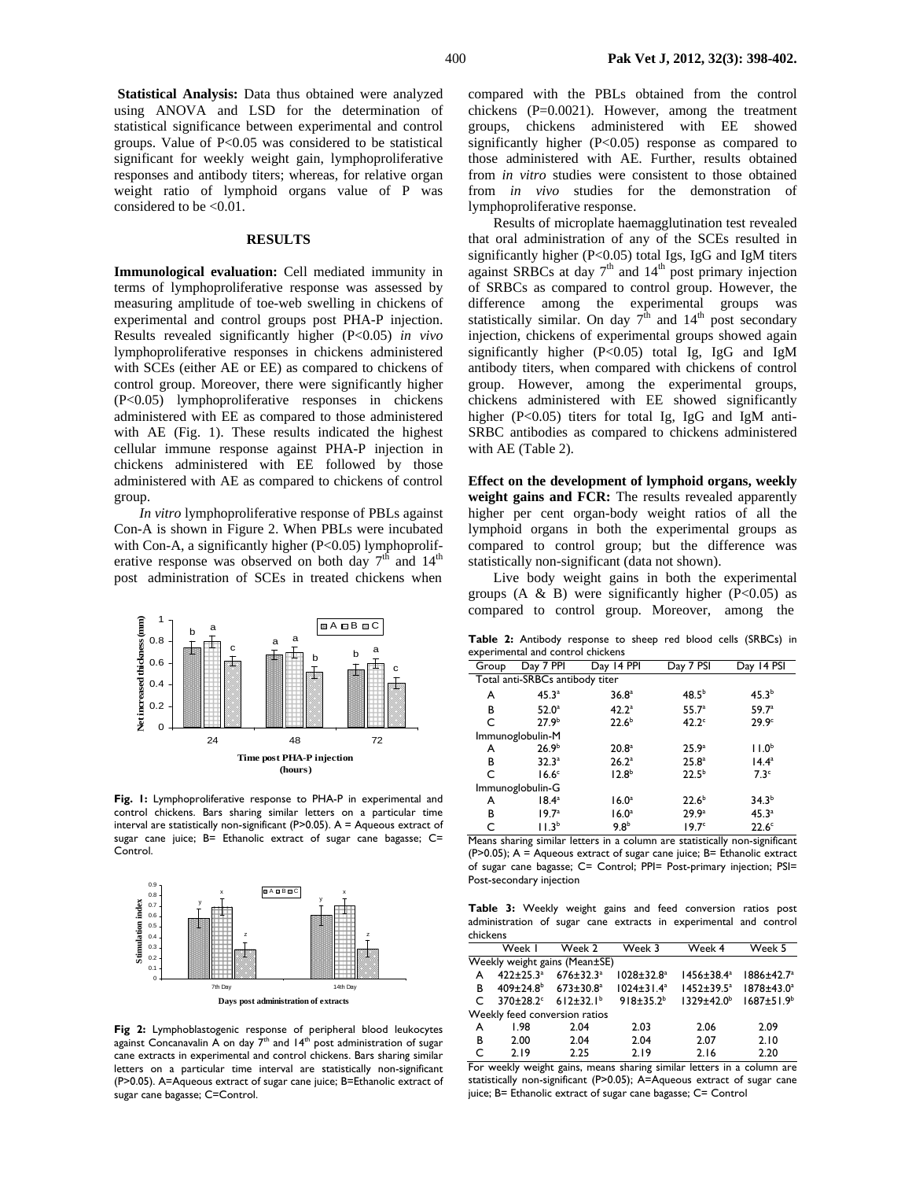**Statistical Analysis:** Data thus obtained were analyzed using ANOVA and LSD for the determination of statistical significance between experimental and control groups. Value of P<0.05 was considered to be statistical significant for weekly weight gain, lymphoproliferative responses and antibody titers; whereas, for relative organ weight ratio of lymphoid organs value of P was considered to be <0.01.

## RESULTS

**Immunological evaluation:** Cell mediated immunity in terms of lymphoproliferative response was assessed by measuring amplitude of toe-web swelling in chickens of experimental and control groups post PHA-P injection. Results revealed significantly higher (P<0.05) *in vivo* lymphoproliferative responses in chickens administered with SCEs (either AE or EE) as compared to chickens of control group. Moreover, there were significantly higher (P<0.05) lymphoproliferative responses in chickens administered with EE as compared to those administered with AE (Fig. 1). These results indicated the highest cellular immune response against PHA-P injection in chickens administered with EE followed by those administered with AE as compared to chickens of control group.

*In vitro* lymphoproliferative response of PBLs against Con-A is shown in Figure 2. When PBLs were incubated with Con-A, a significantly higher (P<0.05) lymphoproliferative response was observed on both day 7[th] and 14[th] post administration of SCEs in treated chickens when compared with the PBLs obtained from the control chickens (P=0.0021). However, among the treatment groups, chickens administered with EE showed significantly higher (P<0.05) response as compared to those administered with AE. Further, results obtained from *in vitro* studies were consistent to those obtained from *in vivo* studies for the demonstration of lymphoproliferative response.

Results of microplate haemagglutination test revealed that oral administration of any of the SCEs resulted in significantly higher (P<0.05) total Igs, IgG and IgM titers against SRBCs at day 7[th] and 14[th] post primary injection of SRBCs as compared to control group. However, the difference among the experimental groups was statistically similar. On day 7[th] and 14[th] post secondary injection, chickens of experimental groups showed again significantly higher (P<0.05) total Ig, IgG and IgM antibody titers, when compared with chickens of control group. However, among the experimental groups, chickens administered with EE showed significantly higher (P<0.05) titers for total Ig, IgG and IgM anti-SRBC antibodies as compared to chickens administered with AE (Table 2).

**Fig. 1:** Lymphoproliferative response to PHA-P in experimental and control chickens. Bars sharing similar letters on a particular time interval are statistically non-significant (P>0.05). A = Aqueous extract of sugar cane juice; B= Ethanolic extract of sugar cane bagasse; C= Control.

**Fig 2:** Lymphoblastogenic response of peripheral blood leukocytes against Concanavalin A on day 7[th] and 14[th] post administration of sugar cane extracts in experimental and control chickens. Bars sharing similar letters on a particular time interval are statistically non-significant (P>0.05). A=Aqueous extract of sugar cane juice; B=Ethanolic extract of sugar cane bagasse; C=Control.

**Effect on the development of lymphoid organs, weekly weight gains and FCR:** The results revealed apparently higher per cent organ-body weight ratios of all the lymphoid organs in both the experimental groups as compared to control group; but the difference was statistically non-significant (data not shown).

Live body weight gains in both the experimental groups (A & B) were significantly higher (P<0.05) as compared to control group. Moreover, among the

**Table 2:** Antibody response to sheep red blood cells (SRBCs) in experimental and control chickens

| Group | Day 7 PPI | Day 14 PPI | Day 7 PSI | Day 14 PSI |
|---|---|---|---|---|
| Total anti-SRBCs antibody titer | | | | |
| A | 45.3[a] | 36.8[a] | 48.5[b] | 45.3[b] |
| B | 52.0[a] | 42.2[a] | 55.7[a] | 59.7[a] |
| C | 27.9[b] | 22.6[b] | 42.2[c] | 29.9[c] |
| Immunoglobulin-M | | | | |
| A | 26.9[b] | 20.8[a] | 25.9[a] | 11.0[b] |
| B | 32.3[a] | 26.2[a] | 25.8[a] | 14.4[a] |
| C | 16.6[c] | 12.8[b] | 22.5[b] | 7.3[c] |
| Immunoglobulin-G | | | | |
| A | 18.4[a] | 16.0[a] | 22.6[b] | 34.3[b] |
| B | 19.7[a] | 16.0[a] | 29.9[a] | 45.3[a] |
| C | 11.3[b] | 9.8[b] | 19.7[c] | 22.6[c] |

Means sharing similar letters in a column are statistically non-significant (P>0.05); A = Aqueous extract of sugar cane juice; B= Ethanolic extract of sugar cane bagasse; C= Control; PPI= Post-primary injection; PSI= Post-secondary injection

**Table 3:** Weekly weight gains and feed conversion ratios post administration of sugar cane extracts in experimental and control chickens

| | Week 1 | Week 2 | Week 3 | Week 4 | Week 5 |
|---|---|---|---|---|---|
| Weekly weight gains (Mean±SE) | | | | | |
| A | 422±25.3[a] | 676±32.3[a] | 1028±32.8[a] | 1456±38.4[a] | 1886±42.7[a] |
| B | 409±24.8[b] | 673±30.8[a] | 1024±31.4[a] | 1452±39.5[a] | 1878±43.0[a] |
| C | 370±28.2[c] | 612±32.1[b] | 918±35.2[b] | 1329±42.0[b] | 1687±51.9[b] |
| Weekly feed conversion ratios | | | | | |
| A | 1.98 | 2.04 | 2.03 | 2.06 | 2.09 |
| B | 2.00 | 2.04 | 2.04 | 2.07 | 2.10 |
| C | 2.19 | 2.25 | 2.19 | 2.16 | 2.20 |

For weekly weight gains, means sharing similar letters in a column are statistically non-significant (P>0.05); A=Aqueous extract of sugar cane juice; B= Ethanolic extract of sugar cane bagasse; C= Control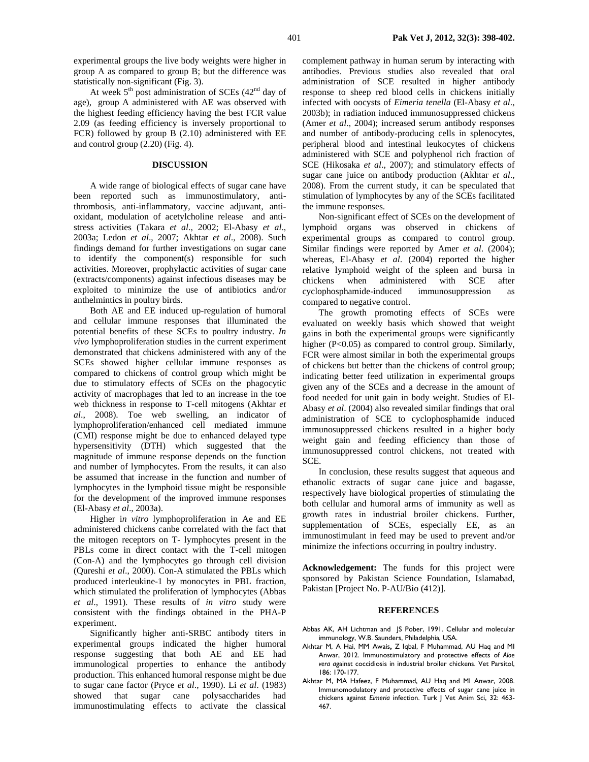experimental groups the live body weights were higher in group A as compared to group B; but the difference was statistically non-significant (Fig. 3).

At week 5th post administration of SCEs (42nd day of age), group A administered with AE was observed with the highest feeding efficiency having the best FCR value 2.09 (as feeding efficiency is inversely proportional to FCR) followed by group B (2.10) administered with EE and control group (2.20) (Fig. 4).

## DISCUSSION

A wide range of biological effects of sugar cane have been reported such as immunostimulatory, anti-thrombosis, anti-inflammatory, vaccine adjuvant, anti-oxidant, modulation of acetylcholine release and anti-stress activities (Takara *et al*., 2002; El-Abasy *et al*., 2003a; Ledon *et al*., 2007; Akhtar *et al*., 2008). Such findings demand for further investigations on sugar cane to identify the component(s) responsible for such activities. Moreover, prophylactic activities of sugar cane (extracts/components) against infectious diseases may be exploited to minimize the use of antibiotics and/or anthelmintics in poultry birds.

Both AE and EE induced up-regulation of humoral and cellular immune responses that illuminated the potential benefits of these SCEs to poultry industry. *In vivo* lymphoproliferation studies in the current experiment demonstrated that chickens administered with any of the SCEs showed higher cellular immune responses as compared to chickens of control group which might be due to stimulatory effects of SCEs on the phagocytic activity of macrophages that led to an increase in the toe web thickness in response to T-cell mitogens (Akhtar *et al*., 2008). Toe web swelling, an indicator of lymphoproliferation/enhanced cell mediated immune (CMI) response might be due to enhanced delayed type hypersensitivity (DTH) which suggested that the magnitude of immune response depends on the function and number of lymphocytes. From the results, it can also be assumed that increase in the function and number of lymphocytes in the lymphoid tissue might be responsible for the development of the improved immune responses (El-Abasy *et al*., 2003a).

Higher i*n vitro* lymphoproliferation in Ae and EE administered chickens canbe correlated with the fact that the mitogen receptors on T- lymphocytes present in the PBLs come in direct contact with the T-cell mitogen (Con-A) and the lymphocytes go through cell division (Qureshi *et al*., 2000). Con-A stimulated the PBLs which produced interleukine-1 by monocytes in PBL fraction, which stimulated the proliferation of lymphocytes (Abbas *et al*., 1991). These results of *in vitro* study were consistent with the findings obtained in the PHA-P experiment.

Significantly higher anti-SRBC antibody titers in experimental groups indicated the higher humoral response suggesting that both AE and EE had immunological properties to enhance the antibody production. This enhanced humoral response might be due to sugar cane factor (Pryce *et al*., 1990). Li *et al*. (1983) showed that sugar cane polysaccharides had immunostimulating effects to activate the classical complement pathway in human serum by interacting with antibodies. Previous studies also revealed that oral administration of SCE resulted in higher antibody response to sheep red blood cells in chickens initially infected with oocysts of *Eimeria tenella* (El-Abasy *et al*., 2003b); in radiation induced immunosuppressed chickens (Amer *et al*., 2004); increased serum antibody responses and number of antibody-producing cells in splenocytes, peripheral blood and intestinal leukocytes of chickens administered with SCE and polyphenol rich fraction of SCE (Hikosaka *et al*., 2007); and stimulatory effects of sugar cane juice on antibody production (Akhtar *et al*., 2008). From the current study, it can be speculated that stimulation of lymphocytes by any of the SCEs facilitated the immune responses.

Non-significant effect of SCEs on the development of lymphoid organs was observed in chickens of experimental groups as compared to control group. Similar findings were reported by Amer *et al*. (2004); whereas, El-Abasy *et al*. (2004) reported the higher relative lymphoid weight of the spleen and bursa in chickens when administered with SCE after cyclophosphamide-induced immunosuppression as compared to negative control.

The growth promoting effects of SCEs were evaluated on weekly basis which showed that weight gains in both the experimental groups were significantly higher ($P<0.05$) as compared to control group. Similarly, FCR were almost similar in both the experimental groups of chickens but better than the chickens of control group; indicating better feed utilization in experimental groups given any of the SCEs and a decrease in the amount of food needed for unit gain in body weight. Studies of El-Abasy *et al*. (2004) also revealed similar findings that oral administration of SCE to cyclophosphamide induced immunosuppressed chickens resulted in a higher body weight gain and feeding efficiency than those of immunosuppressed control chickens, not treated with SCE.

In conclusion, these results suggest that aqueous and ethanolic extracts of sugar cane juice and bagasse, respectively have biological properties of stimulating the both cellular and humoral arms of immunity as well as growth rates in industrial broiler chickens. Further, supplementation of SCEs, especially EE, as an immunostimulant in feed may be used to prevent and/or minimize the infections occurring in poultry industry.

**Acknowledgement:** The funds for this project were sponsored by Pakistan Science Foundation, Islamabad, Pakistan [Project No. P-AU/Bio (412)].

## REFERENCES

Abbas AK, AH Lichtman and JS Pober, 1991. Cellular and molecular immunology, W.B. Saunders, Philadelphia, USA.

Akhtar M, A Hai, MM Awais**,** Z Iqbal, F Muhammad, AU Haq and MI Anwar, 2012. Immunostimulatory and protective effects of *Aloe vera a*gainst coccidiosis in industrial broiler chickens. Vet Parsitol, 186: 170-177.

Akhtar M, MA Hafeez, F Muhammad, AU Haq and MI Anwar, 2008. Immunomodulatory and protective effects of sugar cane juice in chickens against *Eimeria* infection. Turk J Vet Anim Sci, 32: 463-467.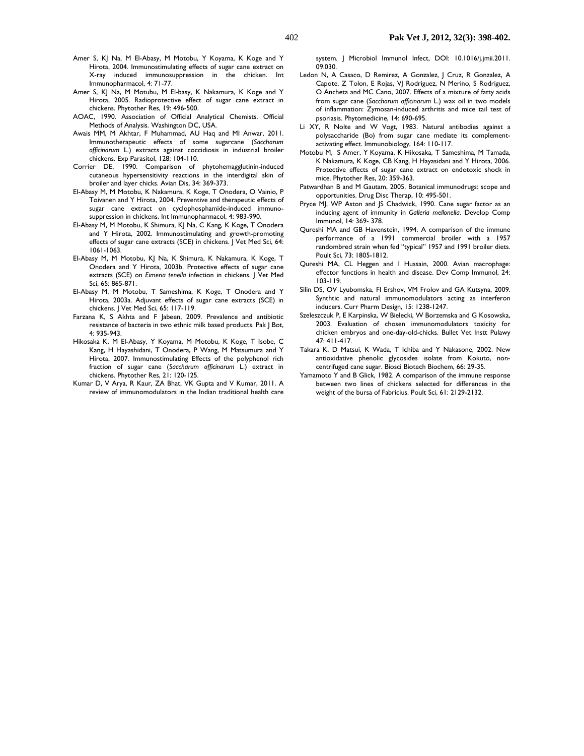Amer S, KJ Na, M El-Abasy, M Motobu, Y Koyama, K Koge and Y Hirota, 2004. Immunostimulating effects of sugar cane extract on X-ray induced immunosuppression in the chicken. Int Immunopharmacol, 4: 71-77.

Amer S, KJ Na, M Motubu, M El-basy, K Nakamura, K Koge and Y Hirota, 2005. Radioprotective effect of sugar cane extract in chickens. Phytother Res, 19: 496-500.

AOAC, 1990. Association of Official Analytical Chemists. Official Methods of Analysis. Washington DC, USA.

Awais MM, M Akhtar, F Muhammad, AU Haq and MI Anwar, 2011. Immunotherapeutic effects of some sugarcane (*Saccharum officinarum* L.) extracts against coccidiosis in industrial broiler chickens. Exp Parasitol, 128: 104-110.

Corrier DE, 1990. Comparison of phytohemagglutinin-induced cutaneous hypersensitivity reactions in the interdigital skin of broiler and layer chicks. Avian Dis, 34: 369-373.

El-Abasy M, M Motobu, K Nakamura, K Koge, T Onodera, O Vainio, P Toivanen and Y Hirota, 2004. Preventive and therapeutic effects of sugar cane extract on cyclophosphamide-induced immunosuppression in chickens. Int Immunopharmacol, 4: 983-990.

El-Abasy M, M Motobu, K Shimura, KJ Na, C Kang, K Koge, T Onodera and Y Hirota, 2002. Immunostimulating and growth-promoting effects of sugar cane extracts (SCE) in chickens. J Vet Med Sci, 64: 1061-1063.

El-Abasy M, M Motobu, KJ Na, K Shimura, K Nakamura, K Koge, T Onodera and Y Hirota, 2003b. Protective effects of sugar cane extracts (SCE) on *Eimeria tenella* infection in chickens. J Vet Med Sci, 65: 865-871.

El-Abasy M, M Motobu, T Sameshima, K Koge, T Onodera and Y Hirota, 2003a. Adjuvant effects of sugar cane extracts (SCE) in chickens. J Vet Med Sci, 65: 117-119.

Farzana K, S Akhta and F Jabeen, 2009. Prevalence and antibiotic resistance of bacteria in two ethnic milk based products. Pak J Bot, 4: 935-943.

Hikosaka K, M El-Abasy, Y Koyama, M Motobu, K Koge, T Isobe, C Kang, H Hayashidani, T Onodera, P Wang, M Matsumura and Y Hirota, 2007. Immunostimulating Effects of the polyphenol rich fraction of sugar cane (*Saccharum officinarum* L.) extract in chickens. Phytother Res, 21: 120-125.

Kumar D, V Arya, R Kaur, ZA Bhat, VK Gupta and V Kumar, 2011. A review of immunomodulators in the Indian traditional health care system. J Microbiol Immunol Infect, DOI: 10.1016/j.jmii.2011.09.030.

Ledon N, A Casaco, D Remirez, A Gonzalez, J Cruz, R Gonzalez, A Capote, Z Tolon, E Rojas, VJ Rodriguez, N Merino, S Rodriguez, O Ancheta and MC Cano, 2007. Effects of a mixture of fatty acids from sugar cane (*Saccharum officinarum* L.) wax oil in two models of inflammation: Zymosan-induced arthritis and mice tail test of psoriasis. Phytomedicine, 14: 690-695.

Li XY, R Nolte and W Vogt, 1983. Natural antibodies against a polysaccharide (Bo) from sugar cane mediate its complement-activating effect. Immunobiology, 164: 110-117.

Motobu M, S Amer, Y Koyama, K Hikosaka, T Sameshima, M Tamada, K Nakamura, K Koge, CB Kang, H Hayasidani and Y Hirota, 2006. Protective effects of sugar cane extract on endotoxic shock in mice. Phytother Res, 20: 359-363.

Patwardhan B and M Gautam, 2005. Botanical immunodrugs: scope and opportunities. Drug Disc Therap, 10: 495-501.

Pryce MJ, WP Aston and JS Chadwick, 1990. Cane sugar factor as an inducing agent of immunity in *Galleria mellonella*. Develop Comp Immunol, 14: 369- 378.

Qureshi MA and GB Havenstein, 1994. A comparison of the immune performance of a 1991 commercial broiler with a 1957 randombred strain when fed "typical" 1957 and 1991 broiler diets. Poult Sci, 73: 1805-1812.

Qureshi MA, CL Heggen and I Hussain, 2000. Avian macrophage: effector functions in health and disease. Dev Comp Immunol, 24: 103-119.

Silin DS, OV Lyubomska, FI Ershov, VM Frolov and GA Kutsyna, 2009. Synthtic and natural immunomodulators acting as interferon inducers. Curr Pharm Design, 15: 1238-1247.

Szeleszczuk P, E Karpinska, W Bielecki, W Borzemska and G Kosowska, 2003. Evaluation of chosen immunomodulators toxicity for chicken embryos and one-day-old-chicks. Bullet Vet Instt Pulawy 47: 411-417.

Takara K, D Matsui, K Wada, T Ichiba and Y Nakasone, 2002. New antioxidative phenolic glycosides isolate from Kokuto, non-centrifuged cane sugar. Biosci Biotech Biochem, 66: 29-35.

Yamamoto Y and B Glick, 1982. A comparison of the immune response between two lines of chickens selected for differences in the weight of the bursa of Fabricius. Poult Sci, 61: 2129-2132.